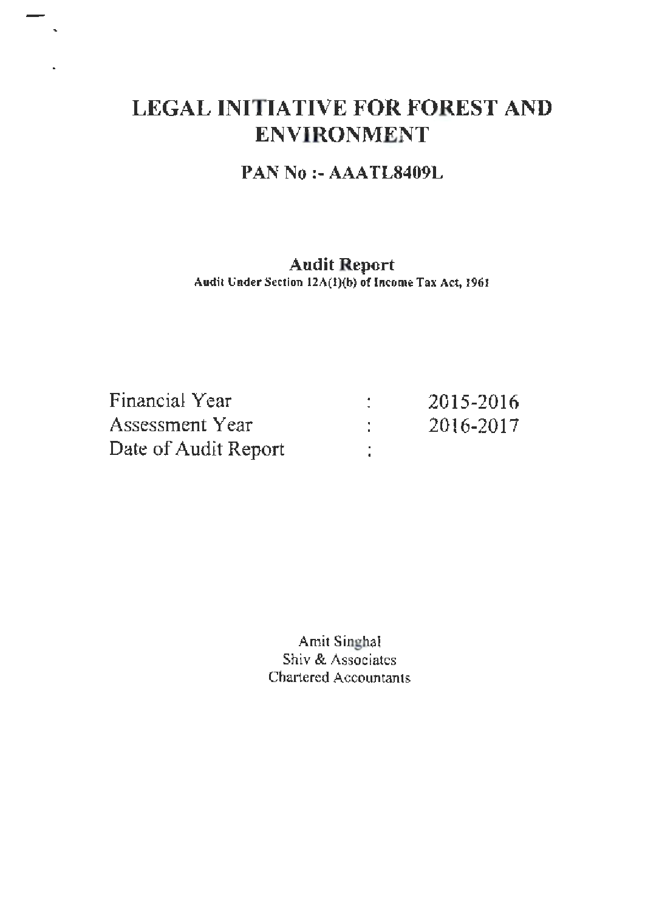# LEGAL INITIATIVE FOR FOREST AND ENVIRONMENT

## PAN No :- AAATL8409L

### Audit Report

Audit Under Section 12A(1)(b) of Income Tax Act, 1961

| | | |
|---|---|---|
| Financial Year | : | 2015-2016 |
| Assessment Year | : | 2016-2017 |
| Date of Audit Report | : | |

Amit Singhal
Shiv & Associates
Chartered Accountants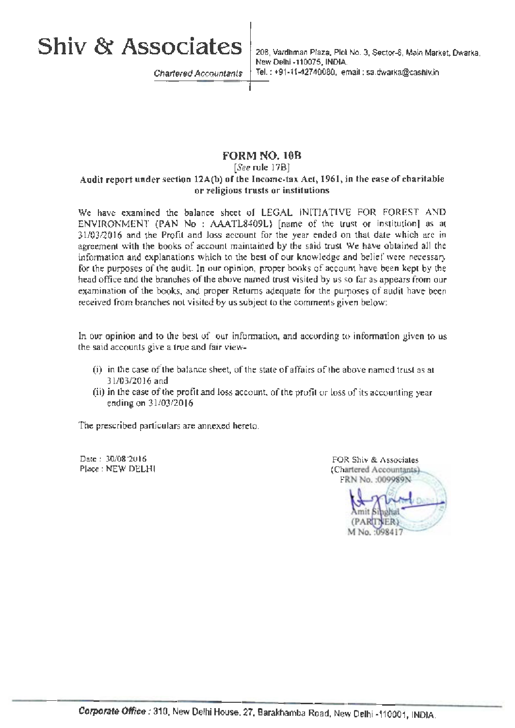# Shiv & Associates

*Chartered Accountants*

208, Vardhman Plaza, Plot No. 3, Sector-6, Main Market, Dwarka, New Delhi -110075, INDIA.
Tel. : +91-11-42740080, email : sa.dwarka@cashiv.in

## FORM NO. 10B

[*See* rule 17B]

**Audit report under section 12A(b) of the Income-tax Act, 1961, in the case of charitable or religious trusts or institutions**

We have examined the balance sheet of LEGAL INITIATIVE FOR FOREST AND ENVIRONMENT (PAN No : AAATL8409L) [name of the trust or institution] as at 31/03/2016 and the Profit and loss account for the year ended on that date which are in agreement with the books of account maintained by the said trust We have obtained all the information and explanations which to the best of our knowledge and belief were necessary for the purposes of the audit. In our opinion, proper books of account have been kept by the head office and the branches of the above named trust visited by us so far as appears from our examination of the books, and proper Returns adequate for the purposes of audit have been received from branches not visited by us subject to the comments given below:

In our opinion and to the best of our information, and according to information given to us the said accounts give a true and fair view-

(i) in the case of the balance sheet, of the state of affairs of the above named trust as at 31/03/2016 and

(ii) in the case of the profit and loss account, of the profit or loss of its accounting year ending on 31/03/2016

The prescribed particulars are annexed hereto.

Date : 30/08/2016
Place : NEW DELHI

FOR Shiv & Associates
(Chartered Accountants)
FRN No. :009989N

Amit Singhal
(PARTNER)
M No. :098417

**Corporate Office** : 310, New Delhi House, 27, Barakhamba Road, New Delhi -110001, INDIA.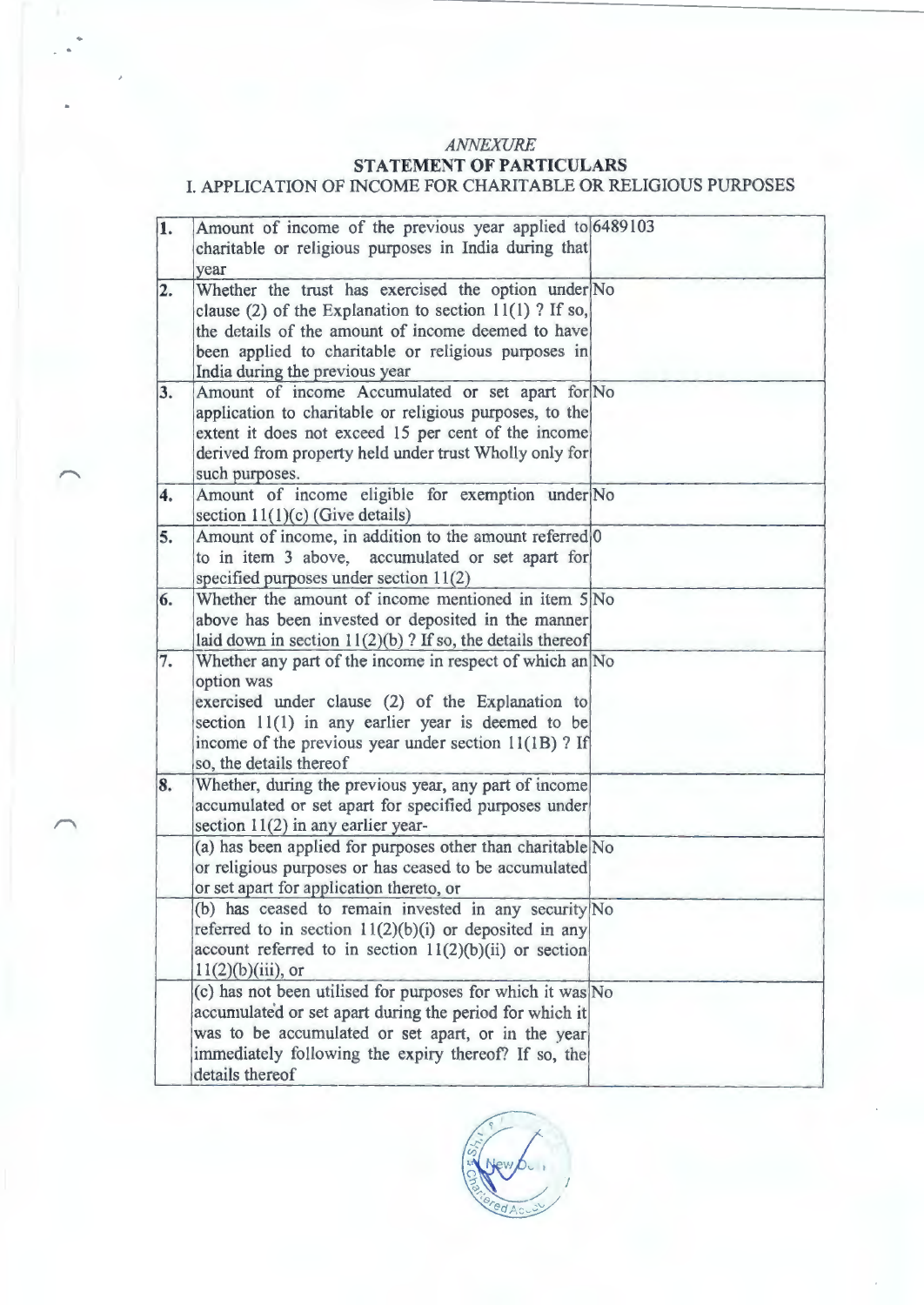*ANNEXURE*

**STATEMENT OF PARTICULARS**

I. APPLICATION OF INCOME FOR CHARITABLE OR RELIGIOUS PURPOSES

| | | |
|---|---|---|
| **1.** | Amount of income of the previous year applied to charitable or religious purposes in India during that year | 6489103 |
| **2.** | Whether the trust has exercised the option under clause (2) of the Explanation to section 11(1) ? If so, the details of the amount of income deemed to have been applied to charitable or religious purposes in India during the previous year | No |
| **3.** | Amount of income Accumulated or set apart for application to charitable or religious purposes, to the extent it does not exceed 15 per cent of the income derived from property held under trust Wholly only for such purposes. | No |
| **4.** | Amount of income eligible for exemption under section 11(1)(c) (Give details) | No |
| **5.** | Amount of income, in addition to the amount referred to in item 3 above, accumulated or set apart for specified purposes under section 11(2) | 0 |
| **6.** | Whether the amount of income mentioned in item 5 above has been invested or deposited in the manner laid down in section 11(2)(b) ? If so, the details thereof | No |
| **7.** | Whether any part of the income in respect of which an option was exercised under clause (2) of the Explanation to section 11(1) in any earlier year is deemed to be income of the previous year under section 11(1B) ? If so, the details thereof | No |
| **8.** | Whether, during the previous year, any part of income accumulated or set apart for specified purposes under section 11(2) in any earlier year- | |
| | (a) has been applied for purposes other than charitable or religious purposes or has ceased to be accumulated or set apart for application thereto, or | No |
| | (b) has ceased to remain invested in any security referred to in section 11(2)(b)(i) or deposited in any account referred to in section 11(2)(b)(ii) or section 11(2)(b)(iii), or | No |
| | (c) has not been utilised for purposes for which it was accumulated or set apart during the period for which it was to be accumulated or set apart, or in the year immediately following the expiry thereof? If so, the details thereof | No |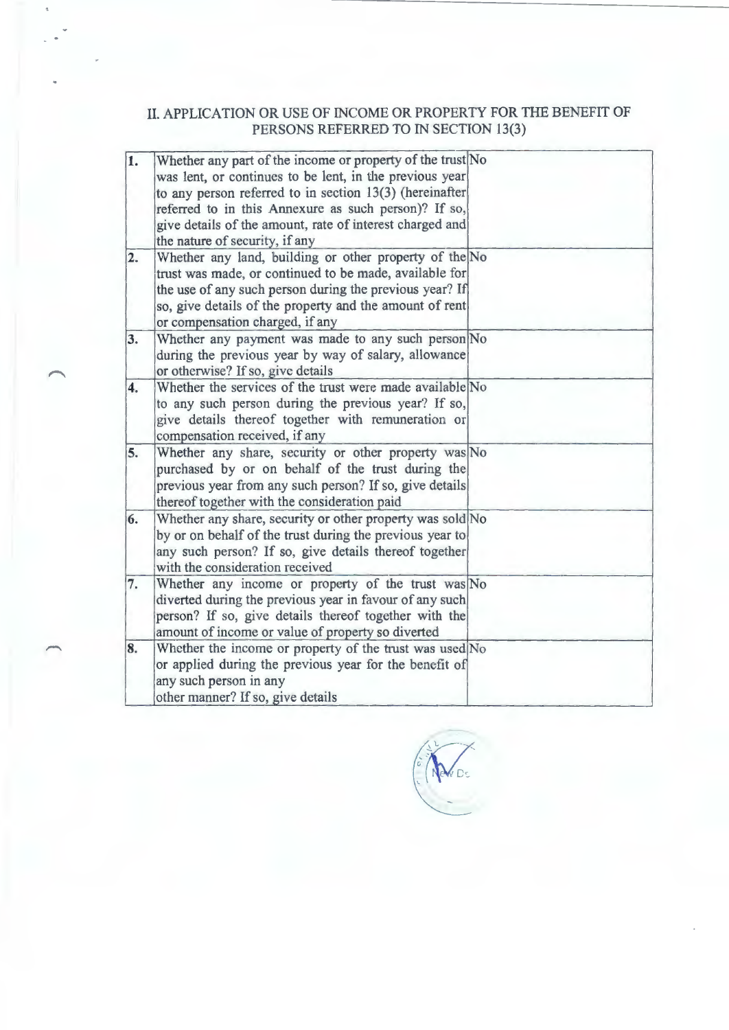## II. APPLICATION OR USE OF INCOME OR PROPERTY FOR THE BENEFIT OF PERSONS REFERRED TO IN SECTION 13(3)

| | | | |
|---|---|---|---|
| 1. | Whether any part of the income or property of the trust was lent, or continues to be lent, in the previous year to any person referred to in section 13(3) (hereinafter referred to in this Annexure as such person)? If so, give details of the amount, rate of interest charged and the nature of security, if any | No | |
| 2. | Whether any land, building or other property of the trust was made, or continued to be made, available for the use of any such person during the previous year? If so, give details of the property and the amount of rent or compensation charged, if any | No | |
| 3. | Whether any payment was made to any such person during the previous year by way of salary, allowance or otherwise? If so, give details | No | |
| 4. | Whether the services of the trust were made available to any such person during the previous year? If so, give details thereof together with remuneration or compensation received, if any | No | |
| 5. | Whether any share, security or other property was purchased by or on behalf of the trust during the previous year from any such person? If so, give details thereof together with the consideration paid | No | |
| 6. | Whether any share, security or other property was sold by or on behalf of the trust during the previous year to any such person? If so, give details thereof together with the consideration received | No | |
| 7. | Whether any income or property of the trust was diverted during the previous year in favour of any such person? If so, give details thereof together with the amount of income or value of property so diverted | No | |
| 8. | Whether the income or property of the trust was used or applied during the previous year for the benefit of any such person in any other manner? If so, give details | No | |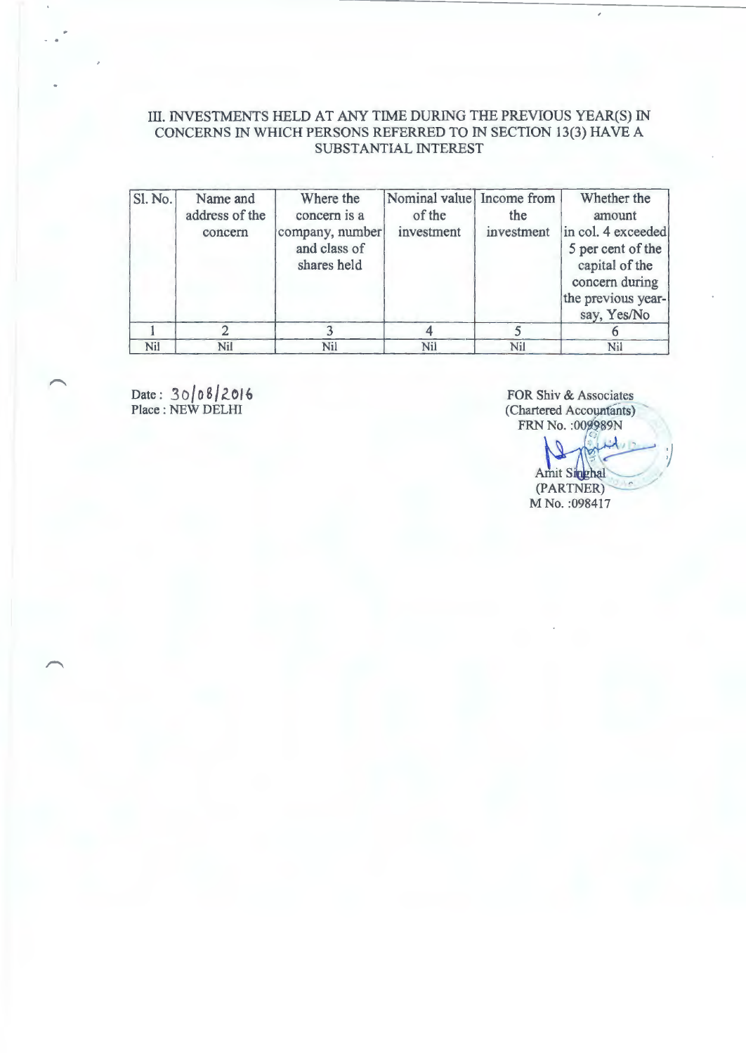### III. INVESTMENTS HELD AT ANY TIME DURING THE PREVIOUS YEAR(S) IN CONCERNS IN WHICH PERSONS REFERRED TO IN SECTION 13(3) HAVE A SUBSTANTIAL INTEREST

| Sl. No. | Name and address of the concern | Where the concern is a company, number and class of shares held | Nominal value of the investment | Income from the investment | Whether the amount in col. 4 exceeded 5 per cent of the capital of the concern during the previous year-say, Yes/No |
|---|---|---|---|---|---|
| 1 | 2 | 3 | 4 | 5 | 6 |
| Nil | Nil | Nil | Nil | Nil | Nil |

Date : 30/08/2016
Place : NEW DELHI

FOR Shiv & Associates
(Chartered Accountants)
FRN No. :009989N

Amit Singhal
(PARTNER)
M No. :098417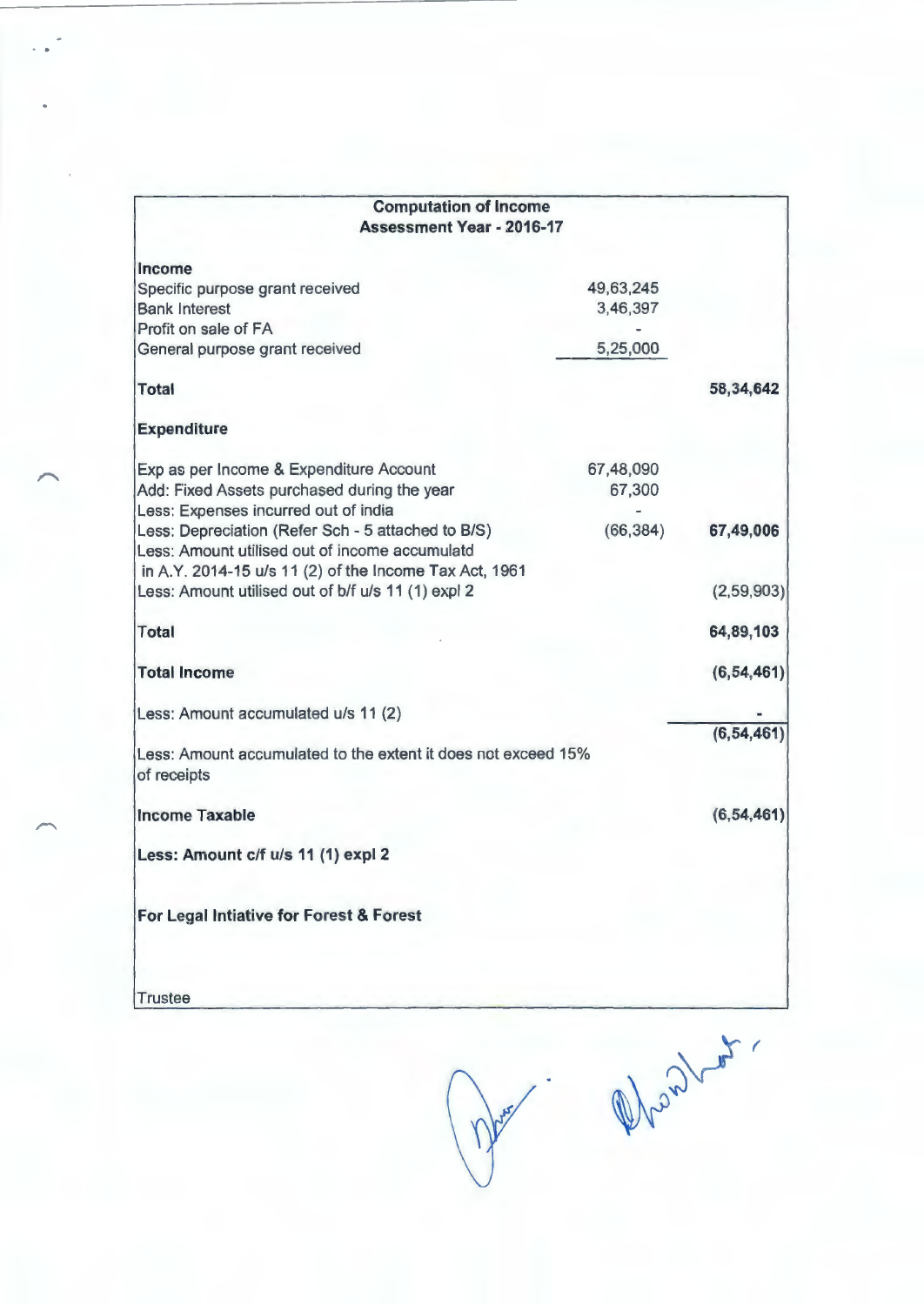| **Computation of Income**<br>**Assessment Year - 2016-17** | | |
|---|---|---|
| **Income** | | |
| Specific purpose grant received | 49,63,245 | |
| Bank Interest | 3,46,397 | |
| Profit on sale of FA | - | |
| General purpose grant received | 5,25,000 | |
| **Total** | | **58,34,642** |
| **Expenditure** | | |
| Exp as per Income & Expenditure Account | 67,48,090 | |
| Add: Fixed Assets purchased during the year | 67,300 | |
| Less: Expenses incurred out of india | - | |
| Less: Depreciation (Refer Sch - 5 attached to B/S) | (66,384) | **67,49,006** |
| Less: Amount utilised out of income accumulatd in A.Y. 2014-15 u/s 11 (2) of the Income Tax Act, 1961 | | |
| Less: Amount utilised out of b/f u/s 11 (1) expl 2 | | (2,59,903) |
| **Total** | | **64,89,103** |
| **Total Income** | | **(6,54,461)** |
| Less: Amount accumulated u/s 11 (2) | | - |
| | | **(6,54,461)** |
| Less: Amount accumulated to the extent it does not exceed 15% of receipts | | |
| **Income Taxable** | | **(6,54,461)** |
| **Less: Amount c/f u/s 11 (1) expl 2** | | |

**For Legal Intiative for Forest & Forest**

Trustee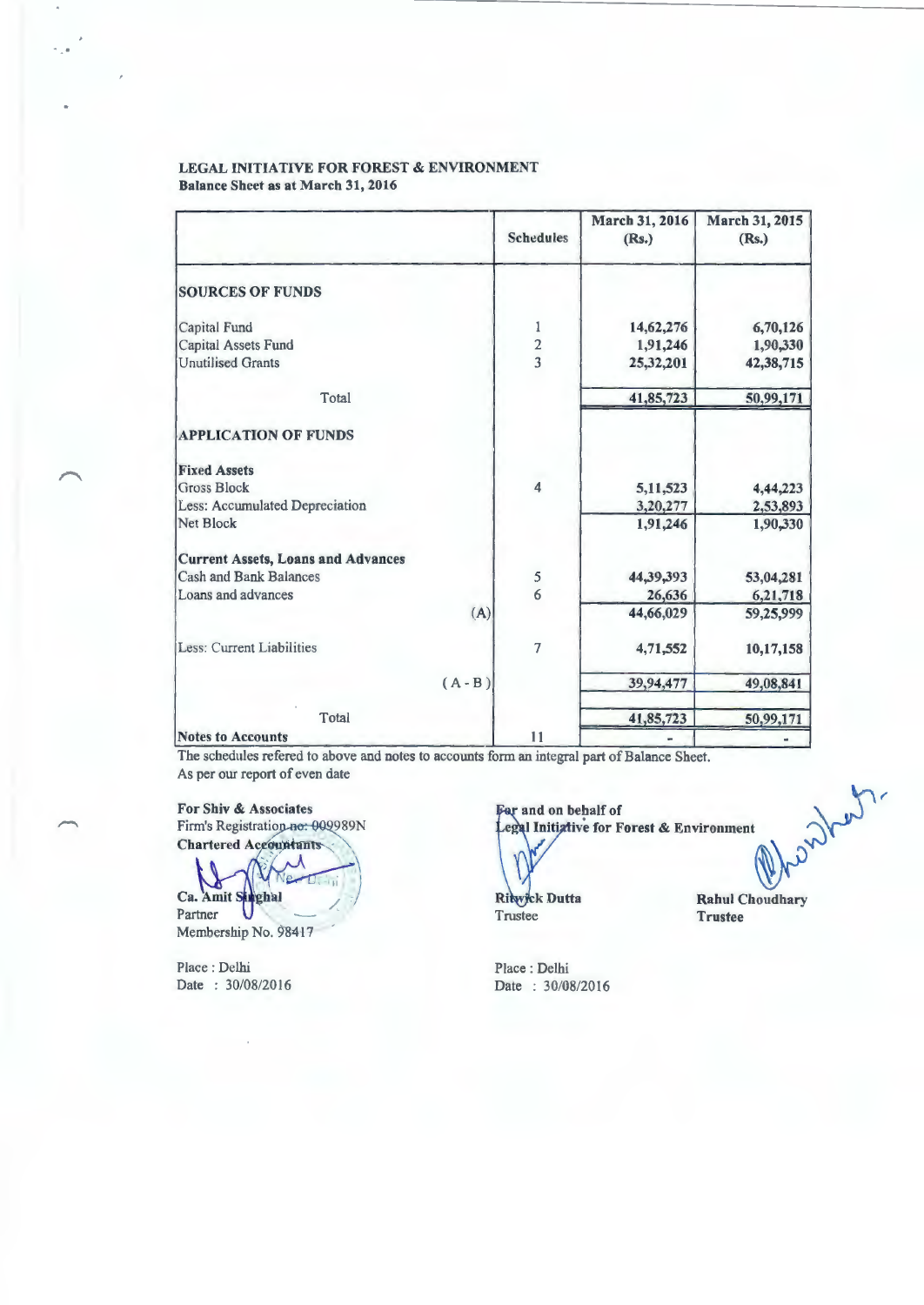**LEGAL INITIATIVE FOR FOREST & ENVIRONMENT**
**Balance Sheet as at March 31, 2016**

| | Schedules | March 31, 2016 (Rs.) | March 31, 2015 (Rs.) |
|---|---|---|---|
| **SOURCES OF FUNDS** | | | |
| Capital Fund | 1 | 14,62,276 | 6,70,126 |
| Capital Assets Fund | 2 | 1,91,246 | 1,90,330 |
| Unutilised Grants | 3 | 25,32,201 | 42,38,715 |
| Total | | 41,85,723 | 50,99,171 |
| **APPLICATION OF FUNDS** | | | |
| **Fixed Assets** | | | |
| Gross Block | 4 | 5,11,523 | 4,44,223 |
| Less: Accumulated Depreciation | | 3,20,277 | 2,53,893 |
| Net Block | | 1,91,246 | 1,90,330 |
| **Current Assets, Loans and Advances** | | | |
| Cash and Bank Balances | 5 | 44,39,393 | 53,04,281 |
| Loans and advances | 6 | 26,636 | 6,21,718 |
| (A) | | 44,66,029 | 59,25,999 |
| Less: Current Liabilities | 7 | 4,71,552 | 10,17,158 |
| (A - B) | | 39,94,477 | 49,08,841 |
| Total | | 41,85,723 | 50,99,171 |
| **Notes to Accounts** | 11 | - | - |

The schedules refered to above and notes to accounts form an integral part of Balance Sheet.
As per our report of even date

**For Shiv & Associates**
Firm's Registration no: 009989N
**Chartered Accountants**

**Ca. Amit Singhal**
Partner
Membership No. 98417

Place : Delhi
Date : 30/08/2016

**For and on behalf of**
**Legal Initiative for Forest & Environment**

**Ritwick Dutta**
Trustee

**Rahul Choudhary**
**Trustee**

Place : Delhi
Date : 30/08/2016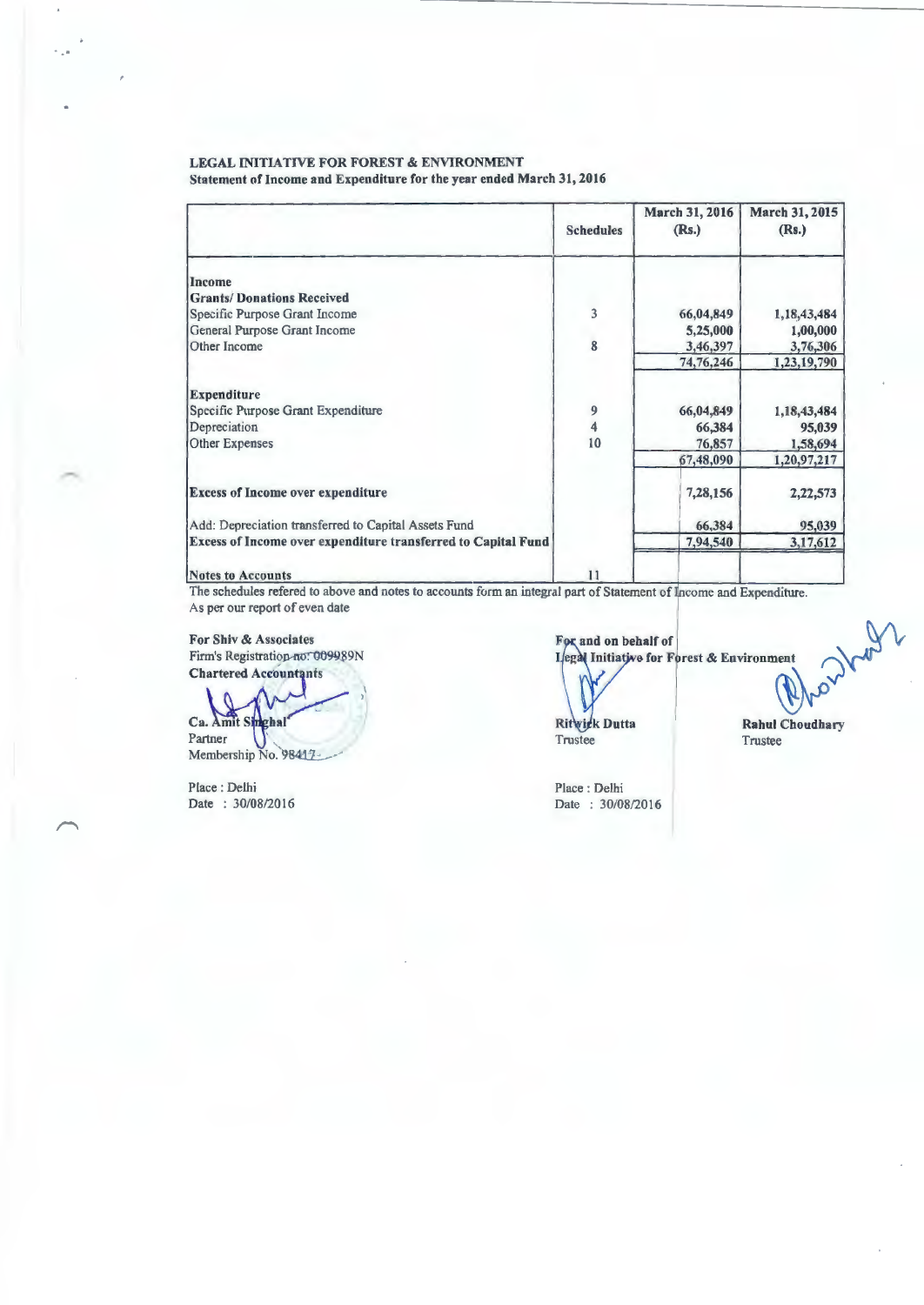**LEGAL INITIATIVE FOR FOREST & ENVIRONMENT**
**Statement of Income and Expenditure for the year ended March 31, 2016**

| | Schedules | March 31, 2016 (Rs.) | March 31, 2015 (Rs.) |
|---|---|---|---|
| **Income** | | | |
| **Grants/ Donations Received** | | | |
| Specific Purpose Grant Income | 3 | 66,04,849 | 1,18,43,484 |
| General Purpose Grant Income | | 5,25,000 | 1,00,000 |
| Other Income | 8 | 3,46,397 | 3,76,306 |
| | | 74,76,246 | 1,23,19,790 |
| **Expenditure** | | | |
| Specific Purpose Grant Expenditure | 9 | 66,04,849 | 1,18,43,484 |
| Depreciation | 4 | 66,384 | 95,039 |
| Other Expenses | 10 | 76,857 | 1,58,694 |
| | | 67,48,090 | 1,20,97,217 |
| **Excess of Income over expenditure** | | 7,28,156 | 2,22,573 |
| Add: Depreciation transferred to Capital Assets Fund | | 66,384 | 95,039 |
| **Excess of Income over expenditure transferred to Capital Fund** | | 7,94,540 | 3,17,612 |
| **Notes to Accounts** | 11 | | |

The schedules refered to above and notes to accounts form an integral part of Statement of Income and Expenditure.
As per our report of even date

**For Shiv & Associates**
Firm's Registration no: 009989N
**Chartered Accountants**

**Ca. Amit Singhal**
Partner
Membership No. 98417

Place : Delhi
Date : 30/08/2016

**For and on behalf of**
**Legal Initiative for Forest & Environment**

**Ritwick Dutta**
Trustee

**Rahul Choudhary**
Trustee

Place : Delhi
Date : 30/08/2016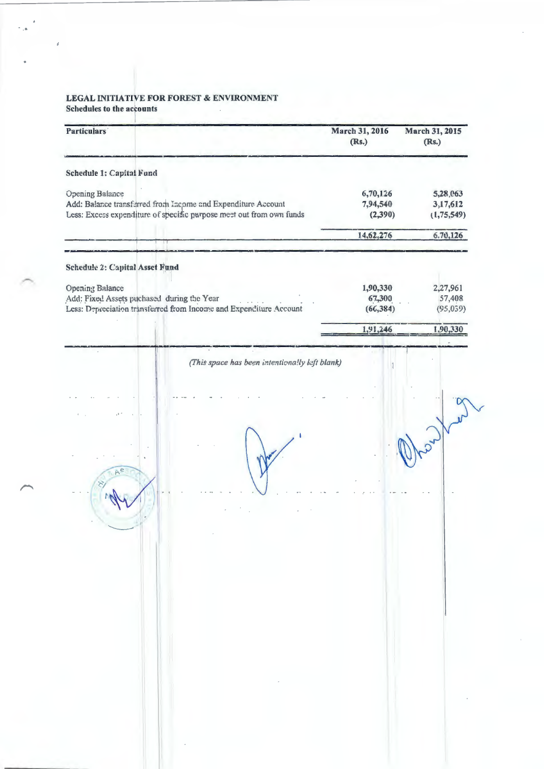**LEGAL INITIATIVE FOR FOREST & ENVIRONMENT**

**Schedules to the accounts**

| Particulars | March 31, 2016 (Rs.) | March 31, 2015 (Rs.) |
|---|---|---|
| **Schedule 1: Capital Fund** | | |
| Opening Balance | 6,70,126 | 5,28,063 |
| Add: Balance transferred from Income and Expenditure Account | 7,94,540 | 3,17,612 |
| Less: Excess expenditure of specific purpose meet out from own funds | (2,390) | (1,75,549) |
| | 14,62,276 | 6,70,126 |
| **Schedule 2: Capital Asset Fund** | | |
| Opening Balance | 1,90,330 | 2,27,961 |
| Add: Fixed Assets puchased during the Year | 67,300 | 57,408 |
| Less: Depreciation transferred from Income and Expenditure Account | (66,384) | (95,039) |
| | 1,91,246 | 1,90,330 |

*(This space has been intentionally left blank)*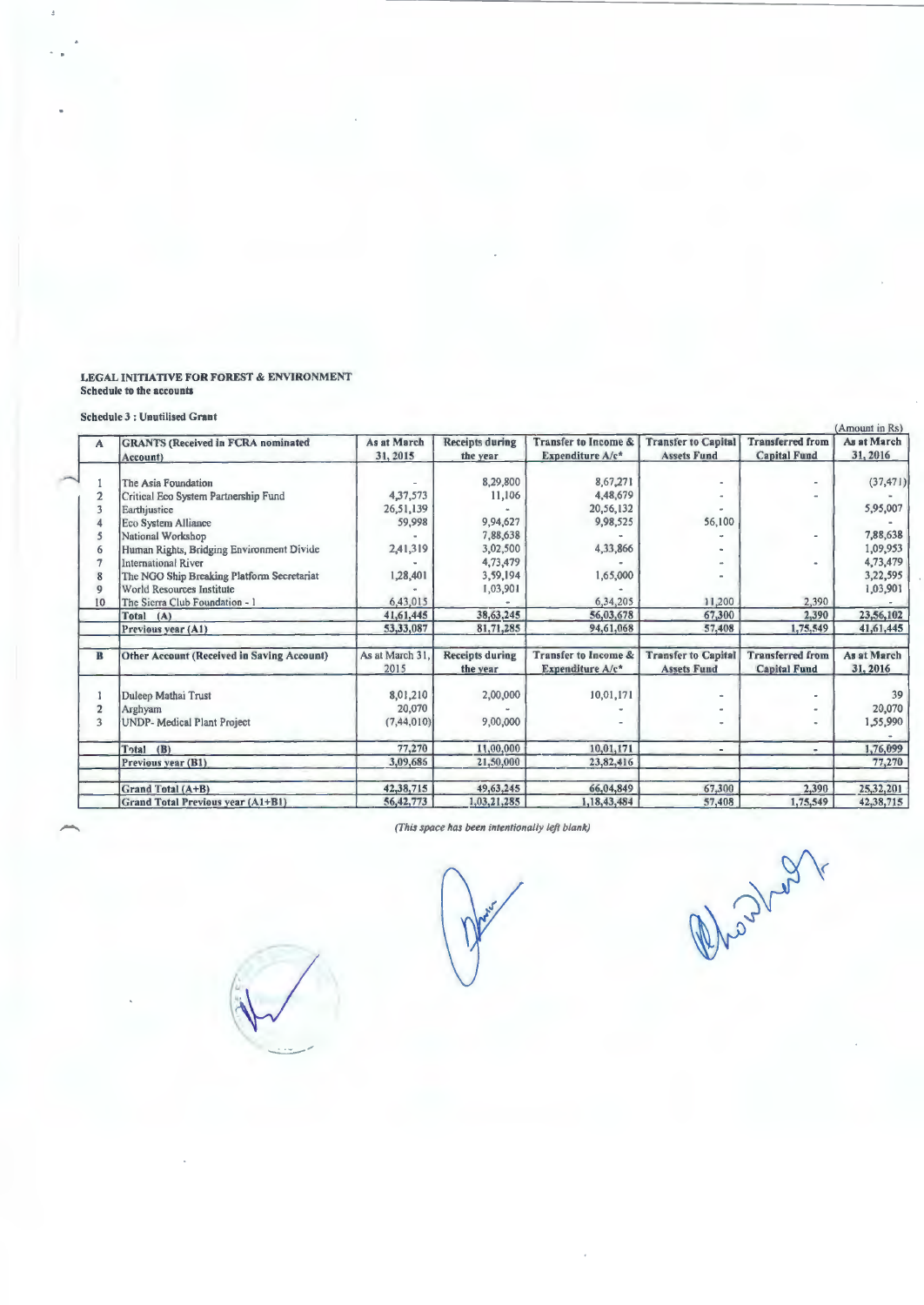**LEGAL INITIATIVE FOR FOREST & ENVIRONMENT**
**Schedule to the accounts**

**Schedule 3 : Unutilised Grant**

(Amount in Rs)

| A | GRANTS (Received in FCRA nominated Account) | As at March 31, 2015 | Receipts during the year | Transfer to Income & Expenditure A/c* | Transfer to Capital Assets Fund | Transferred from Capital Fund | As at March 31, 2016 |
|---|---|---|---|---|---|---|---|
| 1 | The Asia Foundation | - | 8,29,800 | 8,67,271 | - | - | (37,471) |
| 2 | Critical Eco System Partnership Fund | 4,37,573 | 11,106 | 4,48,679 | - | - | - |
| 3 | Earthjustice | 26,51,139 | - | 20,56,132 | - | | 5,95,007 |
| 4 | Eco System Alliance | 59,998 | 9,94,627 | 9,98,525 | 56,100 | | - |
| 5 | National Workshop | - | 7,88,638 | - | - | - | 7,88,638 |
| 6 | Human Rights, Bridging Environment Divide | 2,41,319 | 3,02,500 | 4,33,866 | - | | 1,09,953 |
| 7 | International River | - | 4,73,479 | - | - | - | 4,73,479 |
| 8 | The NGO Ship Breaking Platform Secretariat | 1,28,401 | 3,59,194 | 1,65,000 | - | | 3,22,595 |
| 9 | World Resources Institute | - | 1,03,901 | - | | | 1,03,901 |
| 10 | The Sierra Club Foundation - 1 | 6,43,015 | - | 6,34,205 | 11,200 | 2,390 | - |
| | **Total (A)** | 41,61,445 | 38,63,245 | 56,03,678 | 67,300 | 2,390 | 23,56,102 |
| | **Previous year (A1)** | 53,33,087 | 81,71,285 | 94,61,068 | 57,408 | 1,75,549 | 41,61,445 |
| | | | | | | | |
| **B** | **Other Account (Received in Saving Account)** | **As at March 31, 2015** | **Receipts during the year** | **Transfer to Income & Expenditure A/c*** | **Transfer to Capital Assets Fund** | **Transferred from Capital Fund** | **As at March 31, 2016** |
| 1 | Duleep Mathai Trust | 8,01,210 | 2,00,000 | 10,01,171 | - | - | 39 |
| 2 | Arghyam | 20,070 | - | - | - | - | 20,070 |
| 3 | UNDP- Medical Plant Project | (7,44,010) | 9,00,000 | - | - | - | 1,55,990 |
| | **Total (B)** | 77,270 | 11,00,000 | 10,01,171 | - | - | 1,76,099 |
| | **Previous year (B1)** | 3,09,686 | 21,50,000 | 23,82,416 | | | 77,270 |
| | | | | | | | |
| | **Grand Total (A+B)** | 42,38,715 | 49,63,245 | 66,04,849 | 67,300 | 2,390 | 25,32,201 |
| | **Grand Total Previous year (A1+B1)** | 56,42,773 | 1,03,21,285 | 1,18,43,484 | 57,408 | 1,75,549 | 42,38,715 |

*(This space has been intentionally left blank)*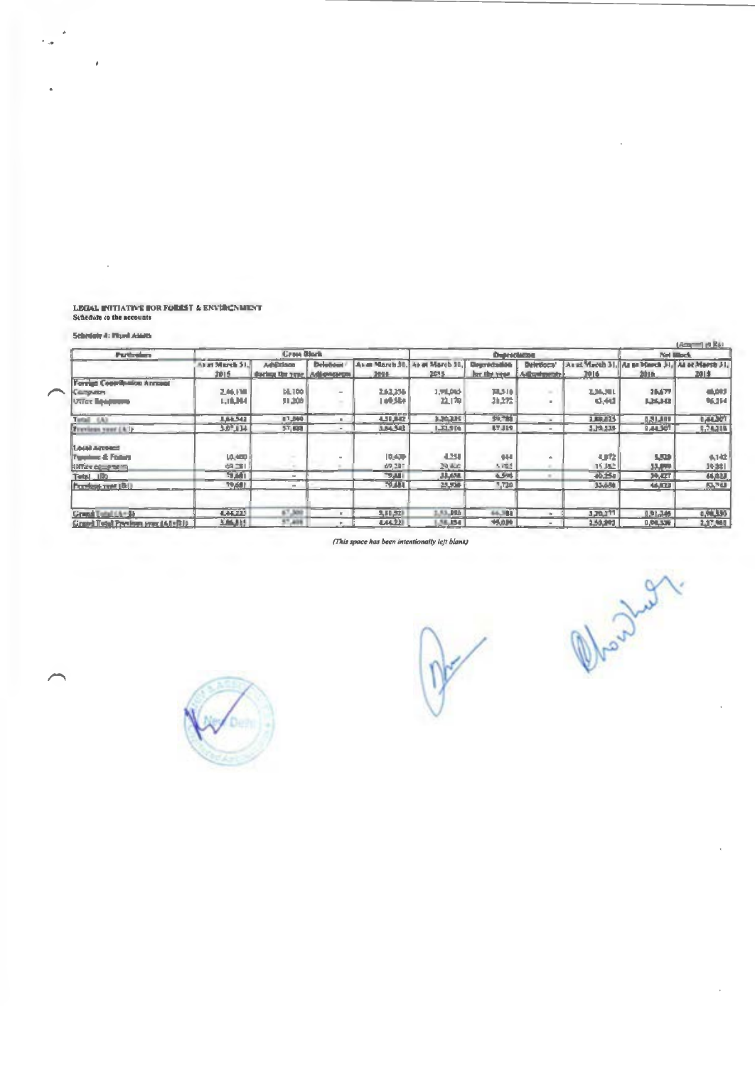**LEGAL INITIATIVE FOR FOREST & ENVIRONMENT**
**Schedule to the accounts**

**Schedule 4: Fixed Assets**

(Amount in Rs)

| Particulars | Gross Block | | | | Depreciation | | | | Net Block | |
|---|---|---|---|---|---|---|---|---|---|---|
| | As at March 31, 2015 | Additions during the year | Deletions/ Adjustments | As at March 31, 2016 | As at March 31, 2015 | Depreciation for the year | Deletions/ Adjustments | As at March 31, 2016 | As at March 31, 2016 | As at March 31, 2015 |
| **Foreign Contribution Account** | | | | | | | | | | |
| Computers | 2,46,158 | 16,100 | - | 2,62,258 | 1,98,065 | 25,516 | - | 2,23,581 | 38,677 | 48,093 |
| Office Equipment | 1,18,384 | 51,200 | - | 1,69,584 | 22,170 | 21,272 | - | 43,442 | 1,26,142 | 96,214 |
| Total (A) | 3,64,542 | 67,300 | - | 4,31,842 | 2,20,235 | 46,788 | - | 2,67,023 | 1,64,819 | 1,44,307 |
| Previous year (A1) | 3,07,134 | 57,408 | - | 3,64,542 | 1,32,916 | 87,319 | - | 2,20,235 | 1,44,307 | 1,74,218 |
| **Local Account** | | | | | | | | | | |
| Furniture & Fixture | 10,430 | - | - | 10,430 | 4,258 | 614 | - | 4,872 | 5,558 | 6,172 |
| Office equipment | 69,251 | - | - | 69,251 | 29,400 | 5,982 | - | 35,382 | 33,869 | 39,851 |
| Total (B) | 79,681 | - | | 79,681 | 33,658 | 6,596 | - | 40,254 | 39,427 | 46,023 |
| Previous year (B1) | 79,681 | - | | 79,681 | 25,938 | 7,720 | | 33,658 | 46,023 | 53,743 |
| Grand Total (A+B) | 4,44,223 | 67,300 | - | 5,11,523 | 2,53,893 | 53,384 | - | 3,07,277 | 2,04,246 | 1,90,330 |
| Grand Total Previous year (A1+B1) | 3,86,815 | 57,408 | - | 4,44,223 | 1,58,854 | 95,039 | - | 2,53,893 | 1,90,330 | 2,27,961 |

*(This space has been intentionally left blank)*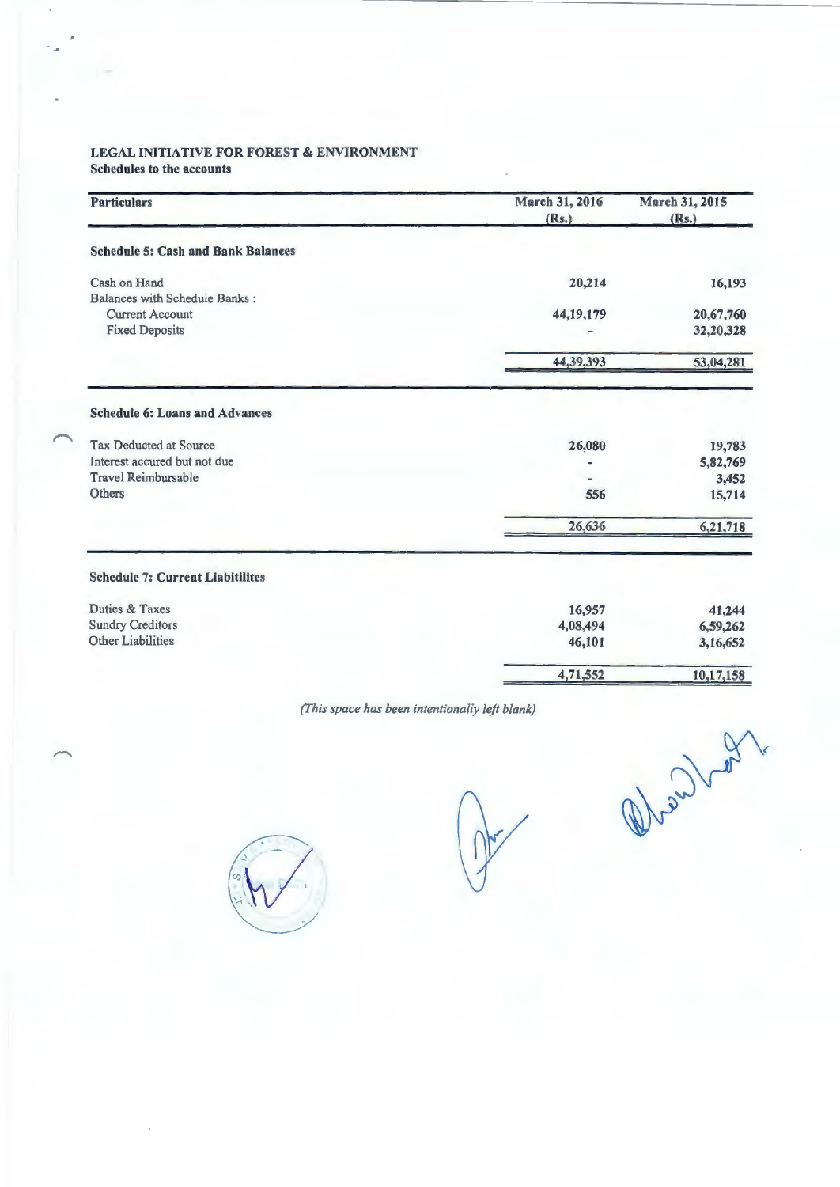**LEGAL INITIATIVE FOR FOREST & ENVIRONMENT**
**Schedules to the accounts**

| Particulars | March 31, 2016 (Rs.) | March 31, 2015 (Rs.) |
|---|---|---|
| **Schedule 5: Cash and Bank Balances** | | |
| Cash on Hand | 20,214 | 16,193 |
| Balances with Schedule Banks : | | |
| Current Account | 44,19,179 | 20,67,760 |
| Fixed Deposits | - | 32,20,328 |
| | 44,39,393 | 53,04,281 |
| **Schedule 6: Loans and Advances** | | |
| Tax Deducted at Source | 26,080 | 19,783 |
| Interest accured but not due | - | 5,82,769 |
| Travel Reimbursable | - | 3,452 |
| Others | 556 | 15,714 |
| | 26,636 | 6,21,718 |
| **Schedule 7: Current Liabitilites** | | |
| Duties & Taxes | 16,957 | 41,244 |
| Sundry Creditors | 4,08,494 | 6,59,262 |
| Other Liabilities | 46,101 | 3,16,652 |
| | 4,71,552 | 10,17,158 |

*(This space has been intentionally left blank)*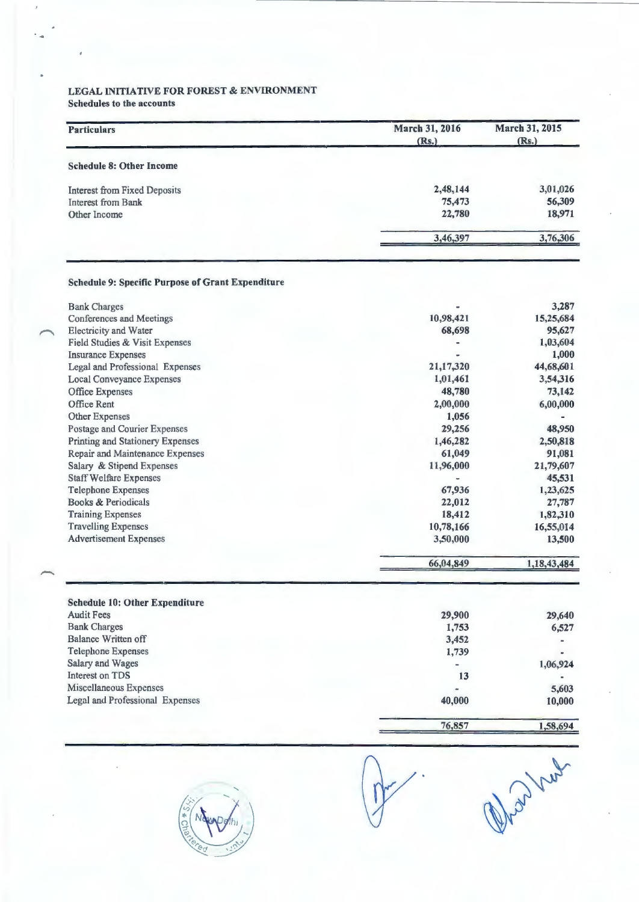**LEGAL INITIATIVE FOR FOREST & ENVIRONMENT**
**Schedules to the accounts**

| Particulars | March 31, 2016 (Rs.) | March 31, 2015 (Rs.) |
|---|---|---|
| **Schedule 8: Other Income** | | |
| Interest from Fixed Deposits | 2,48,144 | 3,01,026 |
| Interest from Bank | 75,473 | 56,309 |
| Other Income | 22,780 | 18,971 |
| | 3,46,397 | 3,76,306 |

| Particulars | March 31, 2016 (Rs.) | March 31, 2015 (Rs.) |
|---|---|---|
| **Schedule 9: Specific Purpose of Grant Expenditure** | | |
| Bank Charges | - | 3,287 |
| Conferences and Meetings | 10,98,421 | 15,25,684 |
| Electricity and Water | 68,698 | 95,627 |
| Field Studies & Visit Expenses | - | 1,03,604 |
| Insurance Expenses | - | 1,000 |
| Legal and Professional Expenses | 21,17,320 | 44,68,601 |
| Local Conveyance Expenses | 1,01,461 | 3,54,316 |
| Office Expenses | 48,780 | 73,142 |
| Office Rent | 2,00,000 | 6,00,000 |
| Other Expenses | 1,056 | - |
| Postage and Courier Expenses | 29,256 | 48,950 |
| Printing and Stationery Expenses | 1,46,282 | 2,50,818 |
| Repair and Maintenance Expenses | 61,049 | 91,081 |
| Salary & Stipend Expenses | 11,96,000 | 21,79,607 |
| Staff Welfare Expenses | - | 45,531 |
| Telephone Expenses | 67,936 | 1,23,625 |
| Books & Periodicals | 22,012 | 27,787 |
| Training Expenses | 18,412 | 1,82,310 |
| Travelling Expenses | 10,78,166 | 16,55,014 |
| Advertisement Expenses | 3,50,000 | 13,500 |
| | 66,04,849 | 1,18,43,484 |

| Particulars | March 31, 2016 (Rs.) | March 31, 2015 (Rs.) |
|---|---|---|
| **Schedule 10: Other Expenditure** | | |
| Audit Fees | 29,900 | 29,640 |
| Bank Charges | 1,753 | 6,527 |
| Balance Written off | 3,452 | - |
| Telephone Expenses | 1,739 | - |
| Salary and Wages | - | 1,06,924 |
| Interest on TDS | 13 | - |
| Miscellaneous Expenses | - | 5,603 |
| Legal and Professional Expenses | 40,000 | 10,000 |
| | 76,857 | 1,58,694 |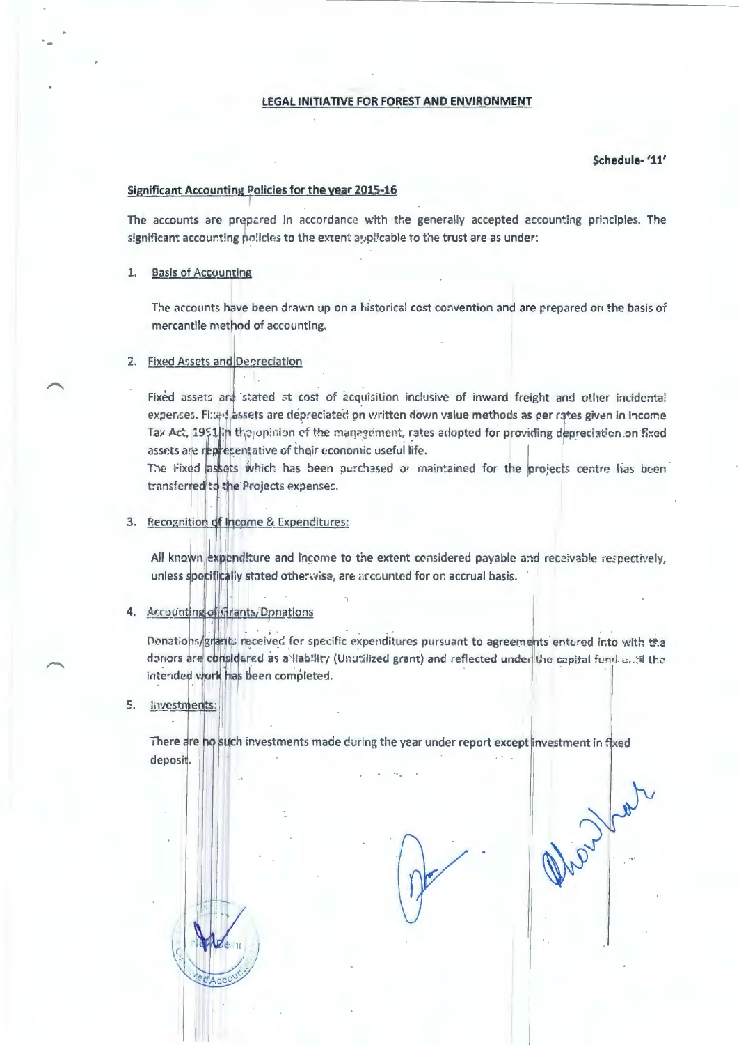# LEGAL INITIATIVE FOR FOREST AND ENVIRONMENT

**Schedule- '11'**

## Significant Accounting Policies for the year 2015-16

The accounts are prepared in accordance with the generally accepted accounting principles. The significant accounting policies to the extent applicable to the trust are as under:

1. Basis of Accounting

   The accounts have been drawn up on a historical cost convention and are prepared on the basis of mercantile method of accounting.

2. Fixed Assets and Depreciation

   Fixed assets are stated at cost of acquisition inclusive of inward freight and other incidental expenses. Fixed assets are depreciated on written down value methods as per rates given in Income Tax Act, 1961 in the opinion of the management, rates adopted for providing depreciation on fixed assets are representative of their economic useful life.
   The Fixed assets which has been purchased or maintained for the projects centre has been transferred to the Projects expenses.

3. Recognition of Income & Expenditures:

   All known expenditure and income to the extent considered payable and receivable respectively, unless specifically stated otherwise, are accounted for on accrual basis.

4. Accounting of Grants/Donations

   Donations/grants received for specific expenditures pursuant to agreements entered into with the donors are considered as a liability (Unutilized grant) and reflected under the capital fund until the intended work has been completed.

5. Investments:

   There are no such investments made during the year under report except investment in fixed deposit.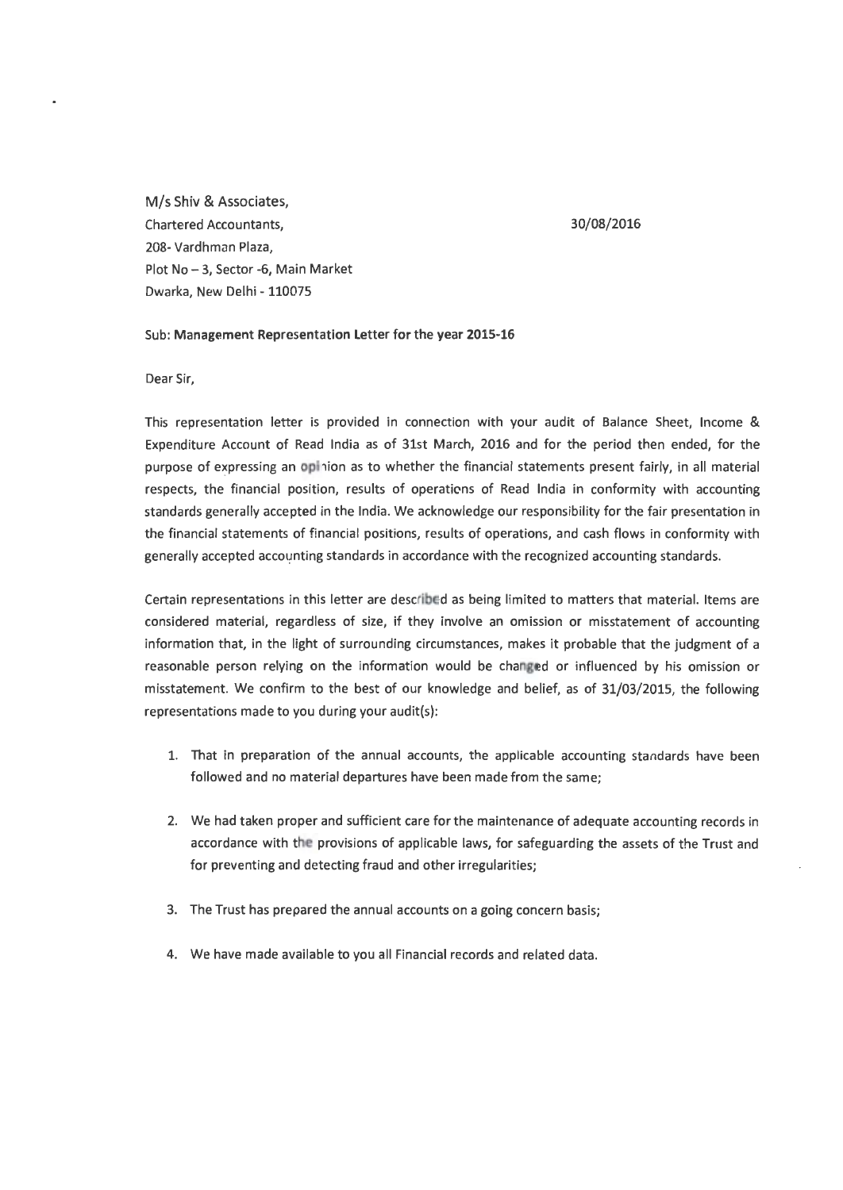M/s Shiv & Associates,
Chartered Accountants,
208- Vardhman Plaza,
Plot No – 3, Sector -6, Main Market
Dwarka, New Delhi - 110075

30/08/2016

Sub: **Management Representation Letter for the year 2015-16**

Dear Sir,

This representation letter is provided in connection with your audit of Balance Sheet, Income & Expenditure Account of Read India as of 31st March, 2016 and for the period then ended, for the purpose of expressing an opinion as to whether the financial statements present fairly, in all material respects, the financial position, results of operations of Read India in conformity with accounting standards generally accepted in the India. We acknowledge our responsibility for the fair presentation in the financial statements of financial positions, results of operations, and cash flows in conformity with generally accepted accounting standards in accordance with the recognized accounting standards.

Certain representations in this letter are described as being limited to matters that material. Items are considered material, regardless of size, if they involve an omission or misstatement of accounting information that, in the light of surrounding circumstances, makes it probable that the judgment of a reasonable person relying on the information would be changed or influenced by his omission or misstatement. We confirm to the best of our knowledge and belief, as of 31/03/2015, the following representations made to you during your audit(s):

1. That in preparation of the annual accounts, the applicable accounting standards have been followed and no material departures have been made from the same;

2. We had taken proper and sufficient care for the maintenance of adequate accounting records in accordance with the provisions of applicable laws, for safeguarding the assets of the Trust and for preventing and detecting fraud and other irregularities;

3. The Trust has prepared the annual accounts on a going concern basis;

4. We have made available to you all Financial records and related data.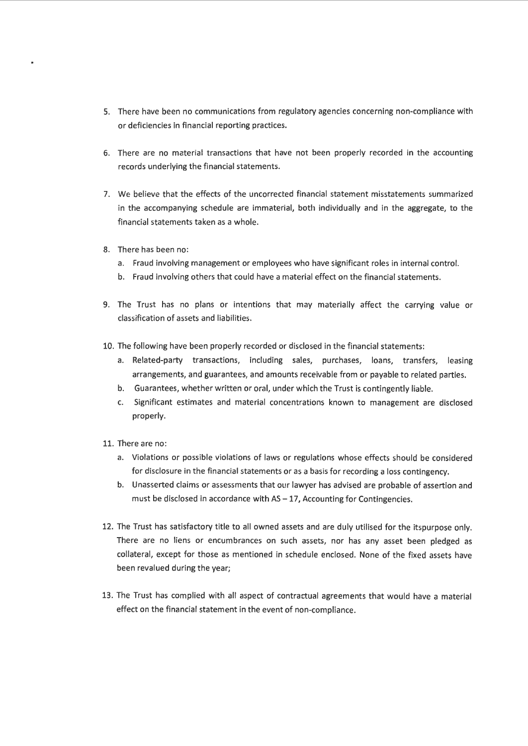5. There have been no communications from regulatory agencies concerning non-compliance with or deficiencies in financial reporting practices.

6. There are no material transactions that have not been properly recorded in the accounting records underlying the financial statements.

7. We believe that the effects of the uncorrected financial statement misstatements summarized in the accompanying schedule are immaterial, both individually and in the aggregate, to the financial statements taken as a whole.

8. There has been no:
   a. Fraud involving management or employees who have significant roles in internal control.
   b. Fraud involving others that could have a material effect on the financial statements.

9. The Trust has no plans or intentions that may materially affect the carrying value or classification of assets and liabilities.

10. The following have been properly recorded or disclosed in the financial statements:
    a. Related-party transactions, including sales, purchases, loans, transfers, leasing arrangements, and guarantees, and amounts receivable from or payable to related parties.
    b. Guarantees, whether written or oral, under which the Trust is contingently liable.
    c. Significant estimates and material concentrations known to management are disclosed properly.

11. There are no:
    a. Violations or possible violations of laws or regulations whose effects should be considered for disclosure in the financial statements or as a basis for recording a loss contingency.
    b. Unasserted claims or assessments that our lawyer has advised are probable of assertion and must be disclosed in accordance with AS – 17, Accounting for Contingencies.

12. The Trust has satisfactory title to all owned assets and are duly utilised for the itspurpose only. There are no liens or encumbrances on such assets, nor has any asset been pledged as collateral, except for those as mentioned in schedule enclosed. None of the fixed assets have been revalued during the year;

13. The Trust has complied with all aspect of contractual agreements that would have a material effect on the financial statement in the event of non-compliance.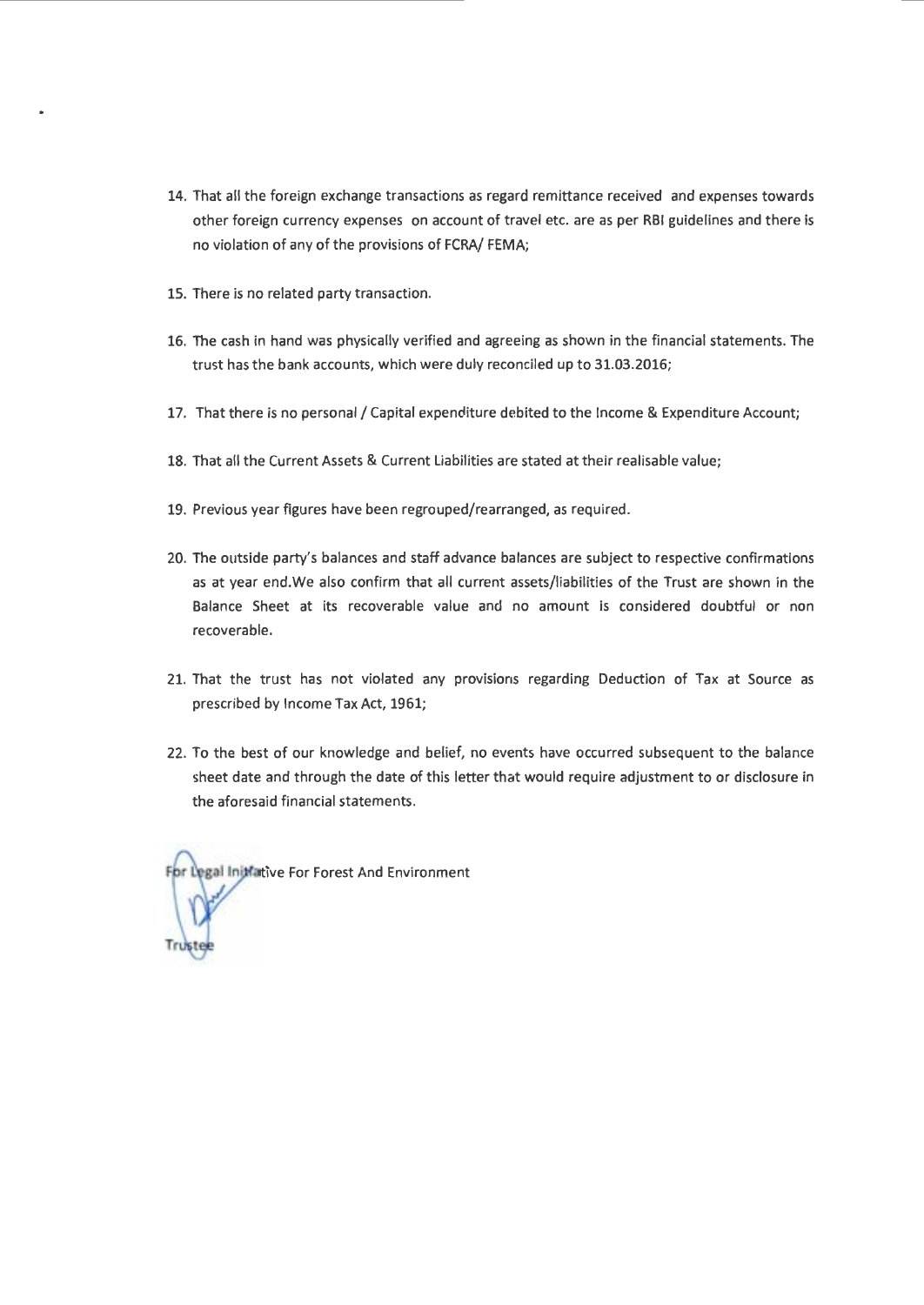14. That all the foreign exchange transactions as regard remittance received and expenses towards other foreign currency expenses on account of travel etc. are as per RBI guidelines and there is no violation of any of the provisions of FCRA/ FEMA;

15. There is no related party transaction.

16. The cash in hand was physically verified and agreeing as shown in the financial statements. The trust has the bank accounts, which were duly reconciled up to 31.03.2016;

17. That there is no personal / Capital expenditure debited to the Income & Expenditure Account;

18. That all the Current Assets & Current Liabilities are stated at their realisable value;

19. Previous year figures have been regrouped/rearranged, as required.

20. The outside party's balances and staff advance balances are subject to respective confirmations as at year end.We also confirm that all current assets/liabilities of the Trust are shown in the Balance Sheet at its recoverable value and no amount is considered doubtful or non recoverable.

21. That the trust has not violated any provisions regarding Deduction of Tax at Source as prescribed by Income Tax Act, 1961;

22. To the best of our knowledge and belief, no events have occurred subsequent to the balance sheet date and through the date of this letter that would require adjustment to or disclosure in the aforesaid financial statements.

For Legal Initiative For Forest And Environment

Trustee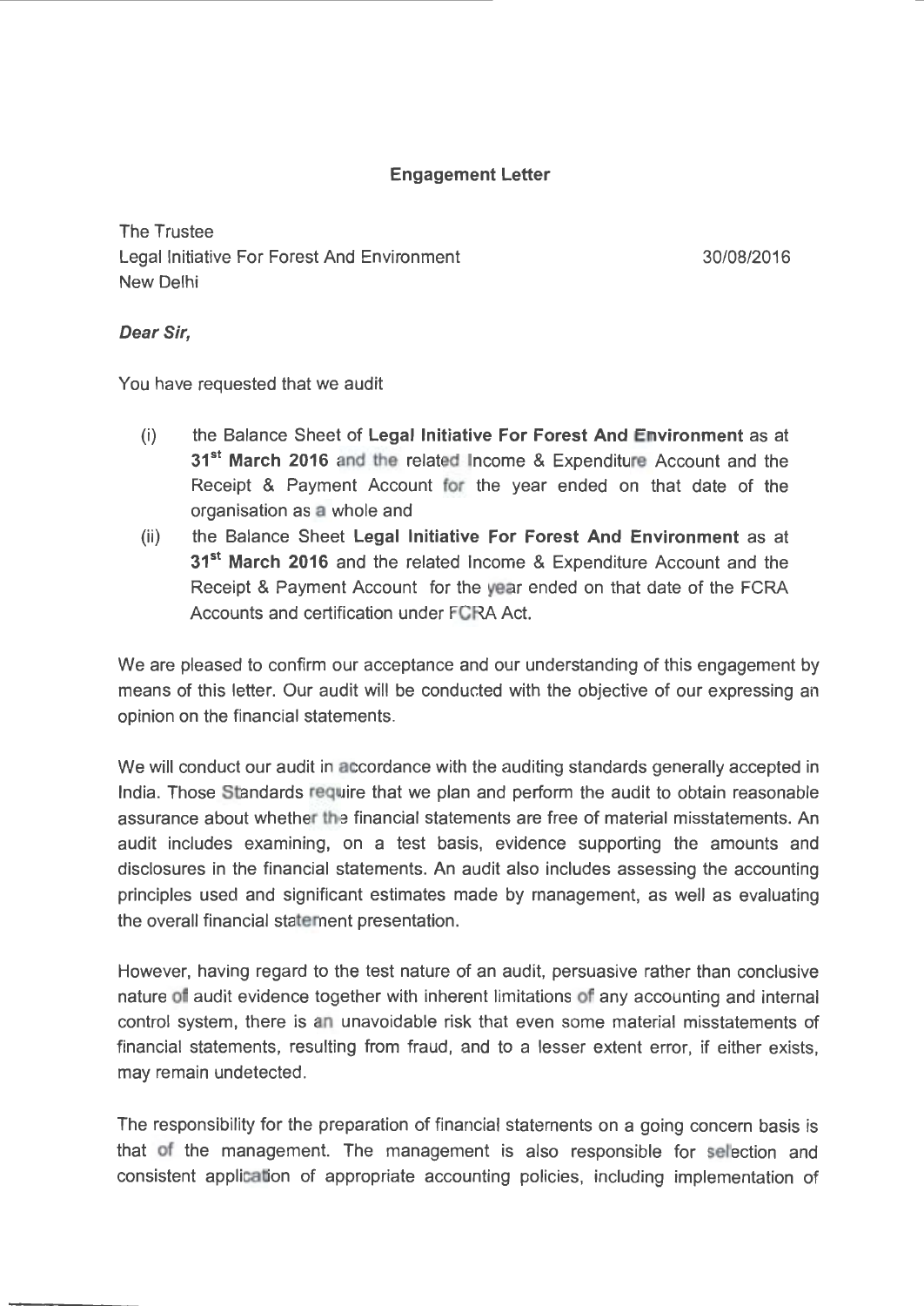**Engagement Letter**

The Trustee
Legal Initiative For Forest And Environment
New Delhi

30/08/2016

***Dear Sir,***

You have requested that we audit

(i) the Balance Sheet of **Legal Initiative For Forest And Environment** as at **31st March 2016** and the related Income & Expenditure Account and the Receipt & Payment Account for the year ended on that date of the organisation as a whole and

(ii) the Balance Sheet **Legal Initiative For Forest And Environment** as at **31st March 2016** and the related Income & Expenditure Account and the Receipt & Payment Account for the year ended on that date of the FCRA Accounts and certification under FCRA Act.

We are pleased to confirm our acceptance and our understanding of this engagement by means of this letter. Our audit will be conducted with the objective of our expressing an opinion on the financial statements.

We will conduct our audit in accordance with the auditing standards generally accepted in India. Those Standards require that we plan and perform the audit to obtain reasonable assurance about whether the financial statements are free of material misstatements. An audit includes examining, on a test basis, evidence supporting the amounts and disclosures in the financial statements. An audit also includes assessing the accounting principles used and significant estimates made by management, as well as evaluating the overall financial statement presentation.

However, having regard to the test nature of an audit, persuasive rather than conclusive nature of audit evidence together with inherent limitations of any accounting and internal control system, there is an unavoidable risk that even some material misstatements of financial statements, resulting from fraud, and to a lesser extent error, if either exists, may remain undetected.

The responsibility for the preparation of financial statements on a going concern basis is that of the management. The management is also responsible for selection and consistent application of appropriate accounting policies, including implementation of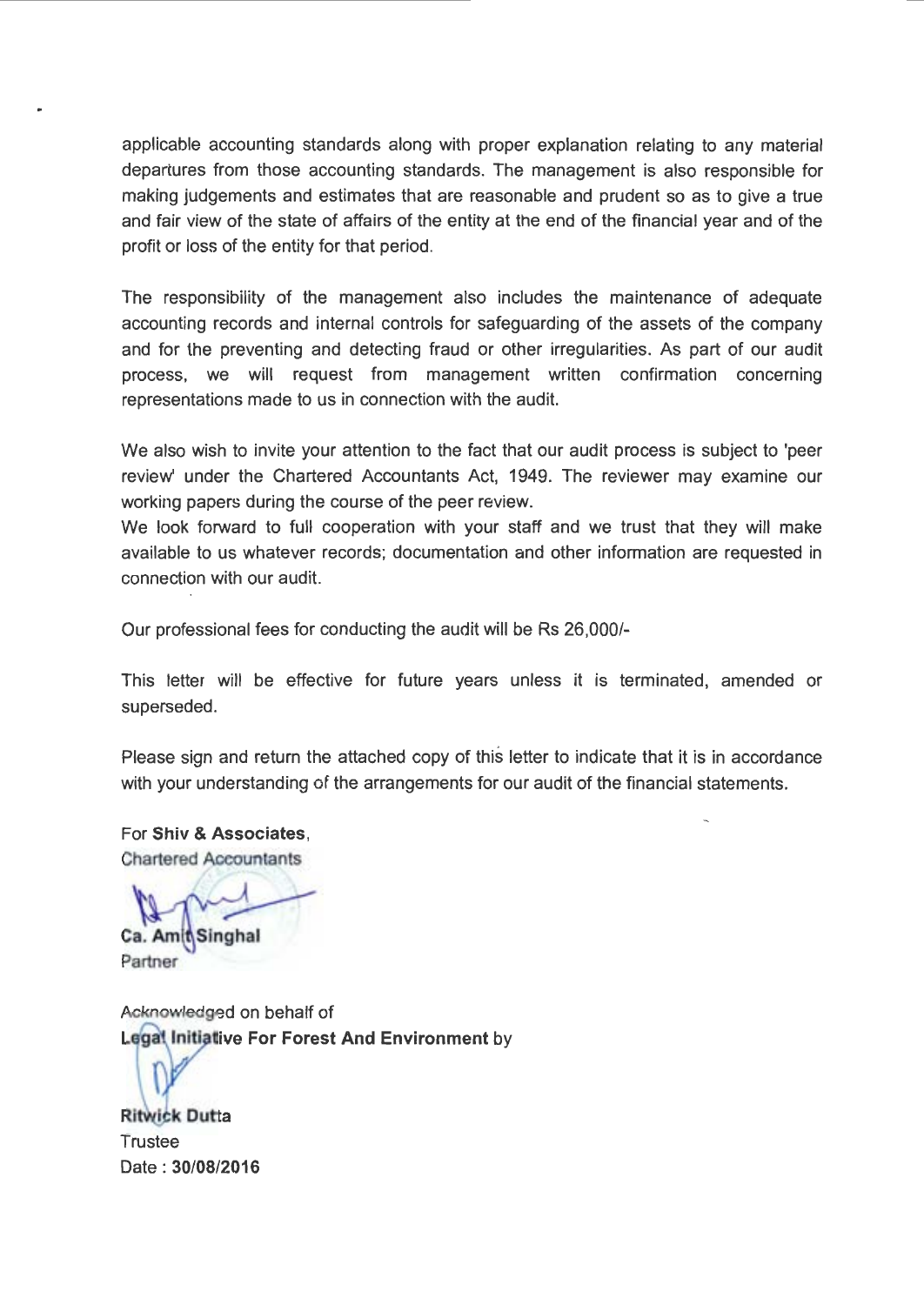applicable accounting standards along with proper explanation relating to any material departures from those accounting standards. The management is also responsible for making judgements and estimates that are reasonable and prudent so as to give a true and fair view of the state of affairs of the entity at the end of the financial year and of the profit or loss of the entity for that period.

The responsibility of the management also includes the maintenance of adequate accounting records and internal controls for safeguarding of the assets of the company and for the preventing and detecting fraud or other irregularities. As part of our audit process, we will request from management written confirmation concerning representations made to us in connection with the audit.

We also wish to invite your attention to the fact that our audit process is subject to 'peer review' under the Chartered Accountants Act, 1949. The reviewer may examine our working papers during the course of the peer review.

We look forward to full cooperation with your staff and we trust that they will make available to us whatever records; documentation and other information are requested in connection with our audit.

Our professional fees for conducting the audit will be Rs 26,000/-

This letter will be effective for future years unless it is terminated, amended or superseded.

Please sign and return the attached copy of this letter to indicate that it is in accordance with your understanding of the arrangements for our audit of the financial statements.

For **Shiv & Associates**,
Chartered Accountants

**Ca. Amit Singhal**
Partner

Acknowledged on behalf of
**Legal Initiative For Forest And Environment** by

**Ritwick Dutta**
Trustee
Date : **30/08/2016**